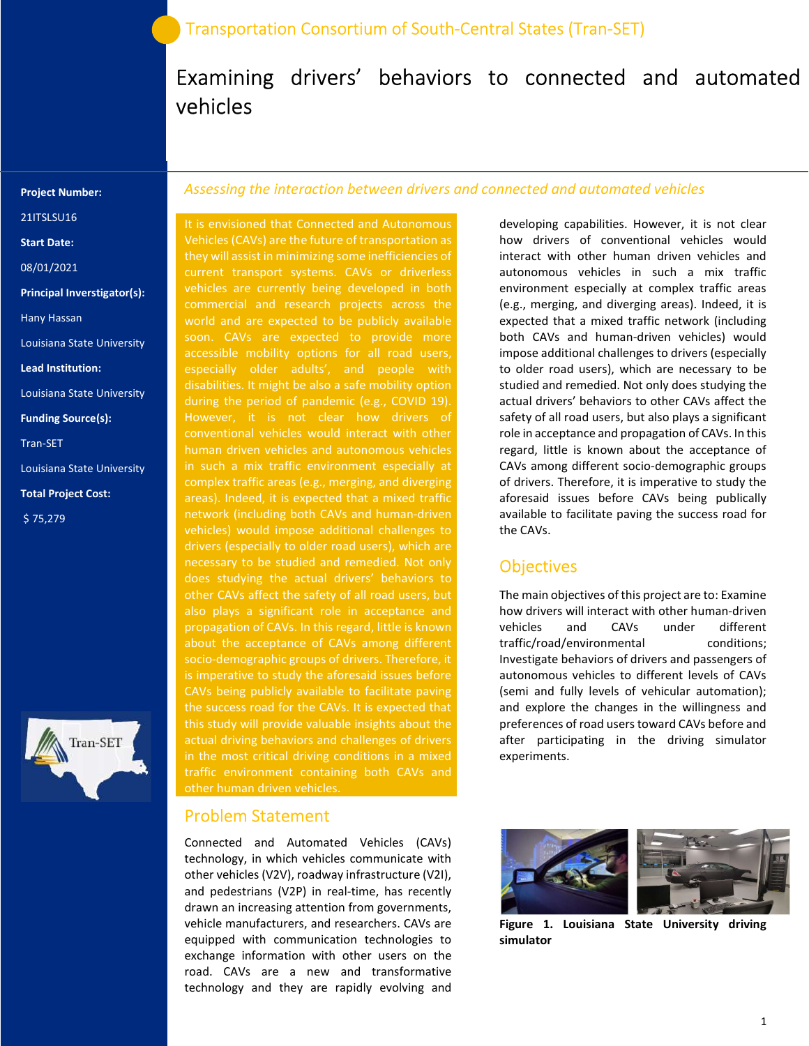Transportation Consortium of South-Central States (Tran-SET)

# Examining drivers' behaviors to connected and automated vehicles

**Project Number:**

21ITSLSU16

**Start Date:**

08/01/2021

**Principal Inverstigator(s):**

Hany Hassan

Louisiana State University

**Lead Institution:**

Louisiana State University

**Funding Source(s):**

Tran-SET

Louisiana State University

**Total Project Cost:**

$ 75,279

*Assessing the interaction between drivers and connected and automated vehicles*

It is envisioned that Connected and Autonomous Vehicles (CAVs) are the future of transportation as they will assist in minimizing some inefficiencies of current transport systems. CAVs or driverless vehicles are currently being developed in both commercial and research projects across the world and are expected to be publicly available soon. CAVs are expected to provide more accessible mobility options for all road users, especially older adults', and people with disabilities. It might be also a safe mobility option during the period of pandemic (e.g., COVID 19). However, it is not clear how drivers of conventional vehicles would interact with other human driven vehicles and autonomous vehicles in such a mix traffic environment especially at complex traffic areas (e.g., merging, and diverging areas). Indeed, it is expected that a mixed traffic network (including both CAVs and human-driven vehicles) would impose additional challenges to drivers (especially to older road users), which are necessary to be studied and remedied. Not only does studying the actual drivers' behaviors to other CAVs affect the safety of all road users, but also plays a significant role in acceptance and propagation of CAVs. In this regard, little is known about the acceptance of CAVs among different socio-demographic groups of drivers. Therefore, it is imperative to study the aforesaid issues before CAVs being publicly available to facilitate paving the success road for the CAVs. It is expected that this study will provide valuable insights about the actual driving behaviors and challenges of drivers in the most critical driving conditions in a mixed traffic environment containing both CAVs and other human driven vehicles.

## Problem Statement

Connected and Automated Vehicles (CAVs) technology, in which vehicles communicate with other vehicles (V2V), roadway infrastructure (V2I), and pedestrians (V2P) in real-time, has recently drawn an increasing attention from governments, vehicle manufacturers, and researchers. CAVs are equipped with communication technologies to exchange information with other users on the road. CAVs are a new and transformative technology and they are rapidly evolving and developing capabilities. However, it is not clear how drivers of conventional vehicles would interact with other human driven vehicles and autonomous vehicles in such a mix traffic environment especially at complex traffic areas (e.g., merging, and diverging areas). Indeed, it is expected that a mixed traffic network (including both CAVs and human-driven vehicles) would impose additional challenges to drivers (especially to older road users), which are necessary to be studied and remedied. Not only does studying the actual drivers' behaviors to other CAVs affect the safety of all road users, but also plays a significant role in acceptance and propagation of CAVs. In this regard, little is known about the acceptance of CAVs among different socio-demographic groups of drivers. Therefore, it is imperative to study the aforesaid issues before CAVs being publically available to facilitate paving the success road for the CAVs.

## Objectives

The main objectives of this project are to: Examine how drivers will interact with other human-driven vehicles and CAVs under different traffic/road/environmental conditions; Investigate behaviors of drivers and passengers of autonomous vehicles to different levels of CAVs (semi and fully levels of vehicular automation); and explore the changes in the willingness and preferences of road users toward CAVs before and after participating in the driving simulator experiments.

**Figure 1. Louisiana State University driving simulator**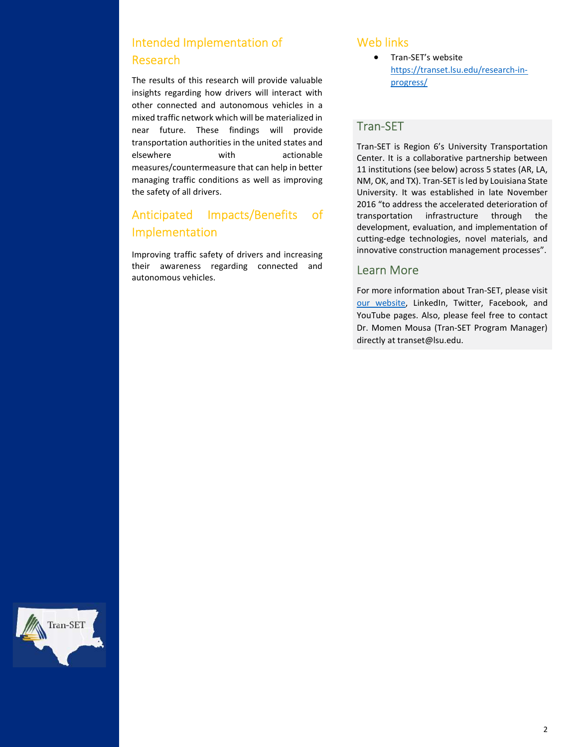## Intended Implementation of Research

The results of this research will provide valuable insights regarding how drivers will interact with other connected and autonomous vehicles in a mixed traffic network which will be materialized in near future. These findings will provide transportation authorities in the united states and elsewhere with actionable measures/countermeasure that can help in better managing traffic conditions as well as improving the safety of all drivers.

## Anticipated Impacts/Benefits of Implementation

Improving traffic safety of drivers and increasing their awareness regarding connected and autonomous vehicles.

## Web links

- Tran-SET's website https://transet.lsu.edu/research-in-progress/

## Tran-SET

Tran-SET is Region 6's University Transportation Center. It is a collaborative partnership between 11 institutions (see below) across 5 states (AR, LA, NM, OK, and TX). Tran-SET is led by Louisiana State University. It was established in late November 2016 "to address the accelerated deterioration of transportation infrastructure through the development, evaluation, and implementation of cutting-edge technologies, novel materials, and innovative construction management processes".

## Learn More

For more information about Tran-SET, please visit our website, LinkedIn, Twitter, Facebook, and YouTube pages. Also, please feel free to contact Dr. Momen Mousa (Tran-SET Program Manager) directly at transet@lsu.edu.